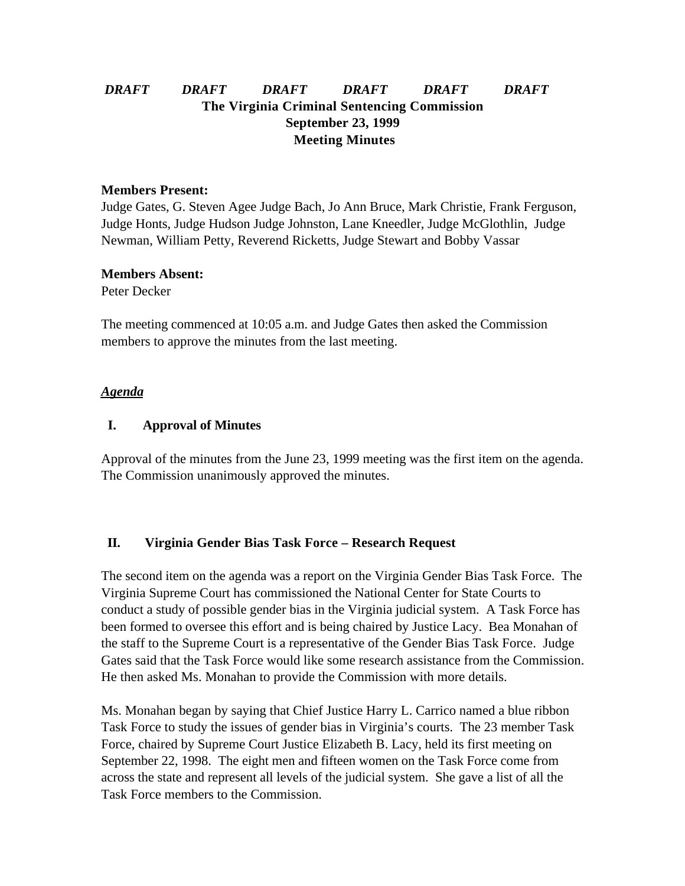*DRAFT DRAFT DRAFT DRAFT DRAFT DRAFT*

# The Virginia Criminal Sentencing Commission
## September 23, 1999
## Meeting Minutes

**Members Present:**
Judge Gates, G. Steven Agee Judge Bach, Jo Ann Bruce, Mark Christie, Frank Ferguson, Judge Honts, Judge Hudson Judge Johnston, Lane Kneedler, Judge McGlothlin, Judge Newman, William Petty, Reverend Ricketts, Judge Stewart and Bobby Vassar

**Members Absent:**
Peter Decker

The meeting commenced at 10:05 a.m. and Judge Gates then asked the Commission members to approve the minutes from the last meeting.

***Agenda***

### I. Approval of Minutes

Approval of the minutes from the June 23, 1999 meeting was the first item on the agenda. The Commission unanimously approved the minutes.

### II. Virginia Gender Bias Task Force – Research Request

The second item on the agenda was a report on the Virginia Gender Bias Task Force. The Virginia Supreme Court has commissioned the National Center for State Courts to conduct a study of possible gender bias in the Virginia judicial system. A Task Force has been formed to oversee this effort and is being chaired by Justice Lacy. Bea Monahan of the staff to the Supreme Court is a representative of the Gender Bias Task Force. Judge Gates said that the Task Force would like some research assistance from the Commission. He then asked Ms. Monahan to provide the Commission with more details.

Ms. Monahan began by saying that Chief Justice Harry L. Carrico named a blue ribbon Task Force to study the issues of gender bias in Virginia's courts. The 23 member Task Force, chaired by Supreme Court Justice Elizabeth B. Lacy, held its first meeting on September 22, 1998. The eight men and fifteen women on the Task Force come from across the state and represent all levels of the judicial system. She gave a list of all the Task Force members to the Commission.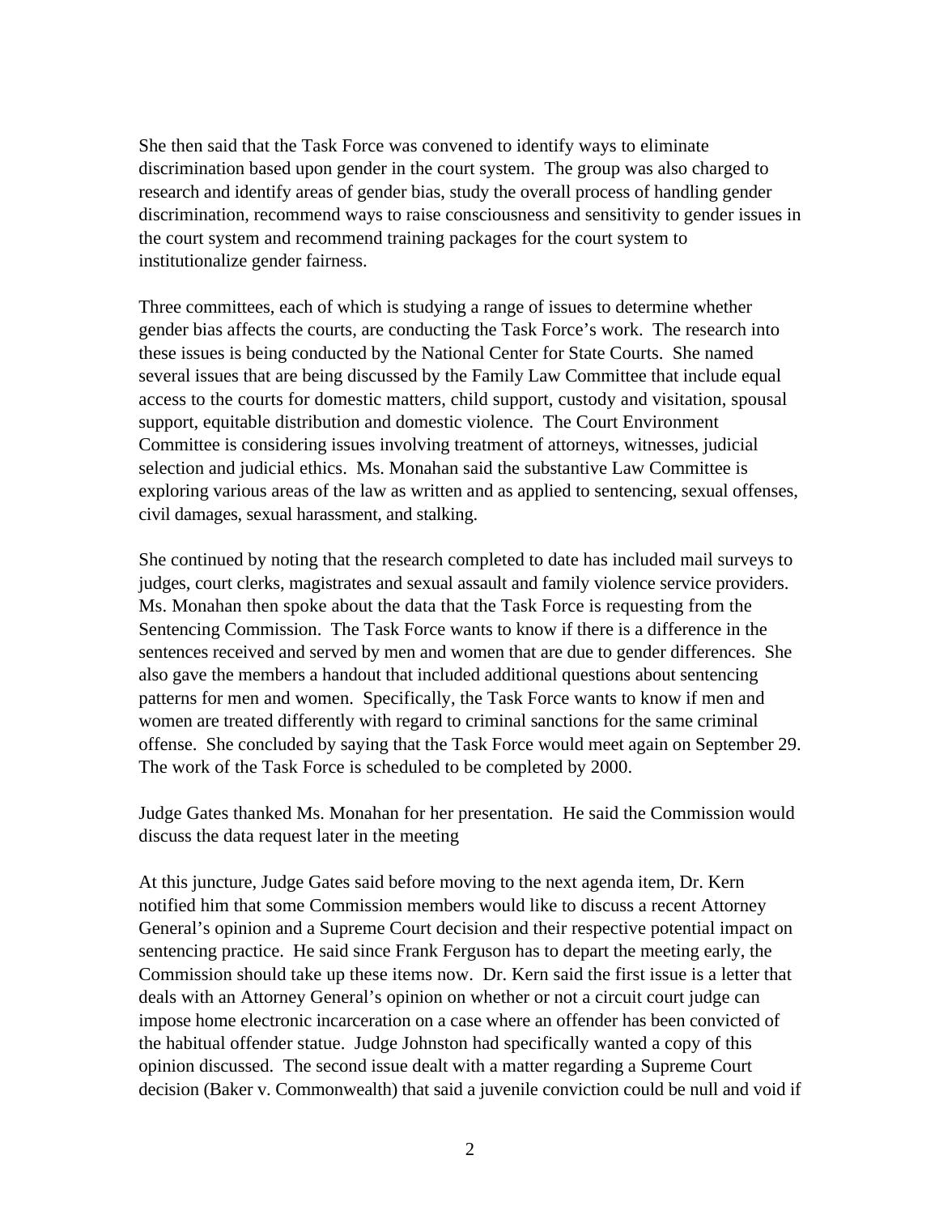She then said that the Task Force was convened to identify ways to eliminate discrimination based upon gender in the court system. The group was also charged to research and identify areas of gender bias, study the overall process of handling gender discrimination, recommend ways to raise consciousness and sensitivity to gender issues in the court system and recommend training packages for the court system to institutionalize gender fairness.

Three committees, each of which is studying a range of issues to determine whether gender bias affects the courts, are conducting the Task Force's work. The research into these issues is being conducted by the National Center for State Courts. She named several issues that are being discussed by the Family Law Committee that include equal access to the courts for domestic matters, child support, custody and visitation, spousal support, equitable distribution and domestic violence. The Court Environment Committee is considering issues involving treatment of attorneys, witnesses, judicial selection and judicial ethics. Ms. Monahan said the substantive Law Committee is exploring various areas of the law as written and as applied to sentencing, sexual offenses, civil damages, sexual harassment, and stalking.

She continued by noting that the research completed to date has included mail surveys to judges, court clerks, magistrates and sexual assault and family violence service providers. Ms. Monahan then spoke about the data that the Task Force is requesting from the Sentencing Commission. The Task Force wants to know if there is a difference in the sentences received and served by men and women that are due to gender differences. She also gave the members a handout that included additional questions about sentencing patterns for men and women. Specifically, the Task Force wants to know if men and women are treated differently with regard to criminal sanctions for the same criminal offense. She concluded by saying that the Task Force would meet again on September 29. The work of the Task Force is scheduled to be completed by 2000.

Judge Gates thanked Ms. Monahan for her presentation. He said the Commission would discuss the data request later in the meeting

At this juncture, Judge Gates said before moving to the next agenda item, Dr. Kern notified him that some Commission members would like to discuss a recent Attorney General's opinion and a Supreme Court decision and their respective potential impact on sentencing practice. He said since Frank Ferguson has to depart the meeting early, the Commission should take up these items now. Dr. Kern said the first issue is a letter that deals with an Attorney General's opinion on whether or not a circuit court judge can impose home electronic incarceration on a case where an offender has been convicted of the habitual offender statue. Judge Johnston had specifically wanted a copy of this opinion discussed. The second issue dealt with a matter regarding a Supreme Court decision (Baker v. Commonwealth) that said a juvenile conviction could be null and void if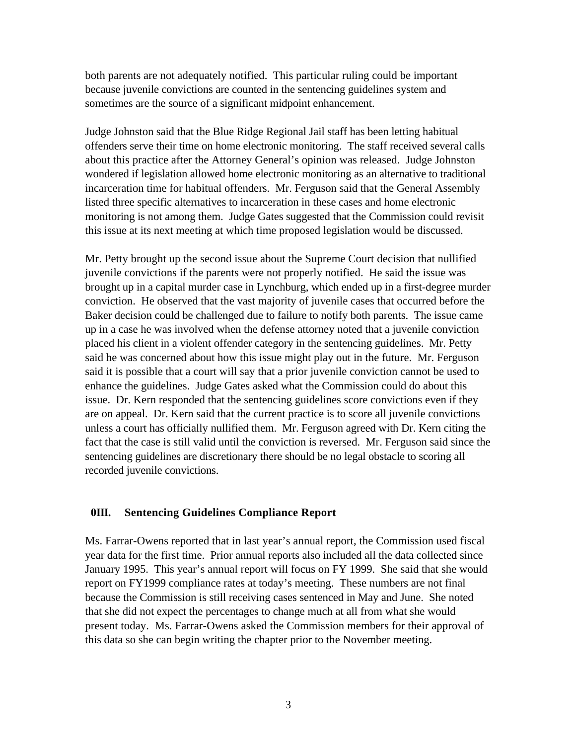both parents are not adequately notified. This particular ruling could be important because juvenile convictions are counted in the sentencing guidelines system and sometimes are the source of a significant midpoint enhancement.

Judge Johnston said that the Blue Ridge Regional Jail staff has been letting habitual offenders serve their time on home electronic monitoring. The staff received several calls about this practice after the Attorney General's opinion was released. Judge Johnston wondered if legislation allowed home electronic monitoring as an alternative to traditional incarceration time for habitual offenders. Mr. Ferguson said that the General Assembly listed three specific alternatives to incarceration in these cases and home electronic monitoring is not among them. Judge Gates suggested that the Commission could revisit this issue at its next meeting at which time proposed legislation would be discussed.

Mr. Petty brought up the second issue about the Supreme Court decision that nullified juvenile convictions if the parents were not properly notified. He said the issue was brought up in a capital murder case in Lynchburg, which ended up in a first-degree murder conviction. He observed that the vast majority of juvenile cases that occurred before the Baker decision could be challenged due to failure to notify both parents. The issue came up in a case he was involved when the defense attorney noted that a juvenile conviction placed his client in a violent offender category in the sentencing guidelines. Mr. Petty said he was concerned about how this issue might play out in the future. Mr. Ferguson said it is possible that a court will say that a prior juvenile conviction cannot be used to enhance the guidelines. Judge Gates asked what the Commission could do about this issue. Dr. Kern responded that the sentencing guidelines score convictions even if they are on appeal. Dr. Kern said that the current practice is to score all juvenile convictions unless a court has officially nullified them. Mr. Ferguson agreed with Dr. Kern citing the fact that the case is still valid until the conviction is reversed. Mr. Ferguson said since the sentencing guidelines are discretionary there should be no legal obstacle to scoring all recorded juvenile convictions.

## 0III. Sentencing Guidelines Compliance Report

Ms. Farrar-Owens reported that in last year's annual report, the Commission used fiscal year data for the first time. Prior annual reports also included all the data collected since January 1995. This year's annual report will focus on FY 1999. She said that she would report on FY1999 compliance rates at today's meeting. These numbers are not final because the Commission is still receiving cases sentenced in May and June. She noted that she did not expect the percentages to change much at all from what she would present today. Ms. Farrar-Owens asked the Commission members for their approval of this data so she can begin writing the chapter prior to the November meeting.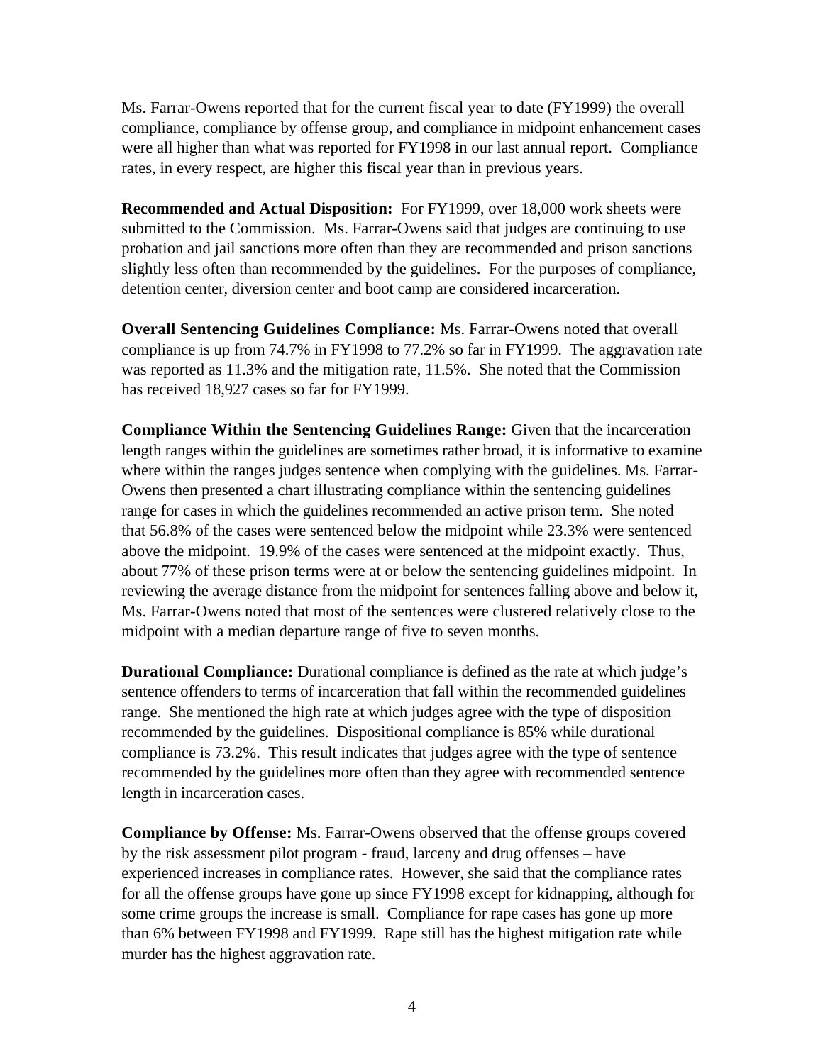Ms. Farrar-Owens reported that for the current fiscal year to date (FY1999) the overall compliance, compliance by offense group, and compliance in midpoint enhancement cases were all higher than what was reported for FY1998 in our last annual report. Compliance rates, in every respect, are higher this fiscal year than in previous years.

**Recommended and Actual Disposition:** For FY1999, over 18,000 work sheets were submitted to the Commission. Ms. Farrar-Owens said that judges are continuing to use probation and jail sanctions more often than they are recommended and prison sanctions slightly less often than recommended by the guidelines. For the purposes of compliance, detention center, diversion center and boot camp are considered incarceration.

**Overall Sentencing Guidelines Compliance:** Ms. Farrar-Owens noted that overall compliance is up from 74.7% in FY1998 to 77.2% so far in FY1999. The aggravation rate was reported as 11.3% and the mitigation rate, 11.5%. She noted that the Commission has received 18,927 cases so far for FY1999.

**Compliance Within the Sentencing Guidelines Range:** Given that the incarceration length ranges within the guidelines are sometimes rather broad, it is informative to examine where within the ranges judges sentence when complying with the guidelines. Ms. Farrar-Owens then presented a chart illustrating compliance within the sentencing guidelines range for cases in which the guidelines recommended an active prison term. She noted that 56.8% of the cases were sentenced below the midpoint while 23.3% were sentenced above the midpoint. 19.9% of the cases were sentenced at the midpoint exactly. Thus, about 77% of these prison terms were at or below the sentencing guidelines midpoint. In reviewing the average distance from the midpoint for sentences falling above and below it, Ms. Farrar-Owens noted that most of the sentences were clustered relatively close to the midpoint with a median departure range of five to seven months.

**Durational Compliance:** Durational compliance is defined as the rate at which judge's sentence offenders to terms of incarceration that fall within the recommended guidelines range. She mentioned the high rate at which judges agree with the type of disposition recommended by the guidelines. Dispositional compliance is 85% while durational compliance is 73.2%. This result indicates that judges agree with the type of sentence recommended by the guidelines more often than they agree with recommended sentence length in incarceration cases.

**Compliance by Offense:** Ms. Farrar-Owens observed that the offense groups covered by the risk assessment pilot program - fraud, larceny and drug offenses – have experienced increases in compliance rates. However, she said that the compliance rates for all the offense groups have gone up since FY1998 except for kidnapping, although for some crime groups the increase is small. Compliance for rape cases has gone up more than 6% between FY1998 and FY1999. Rape still has the highest mitigation rate while murder has the highest aggravation rate.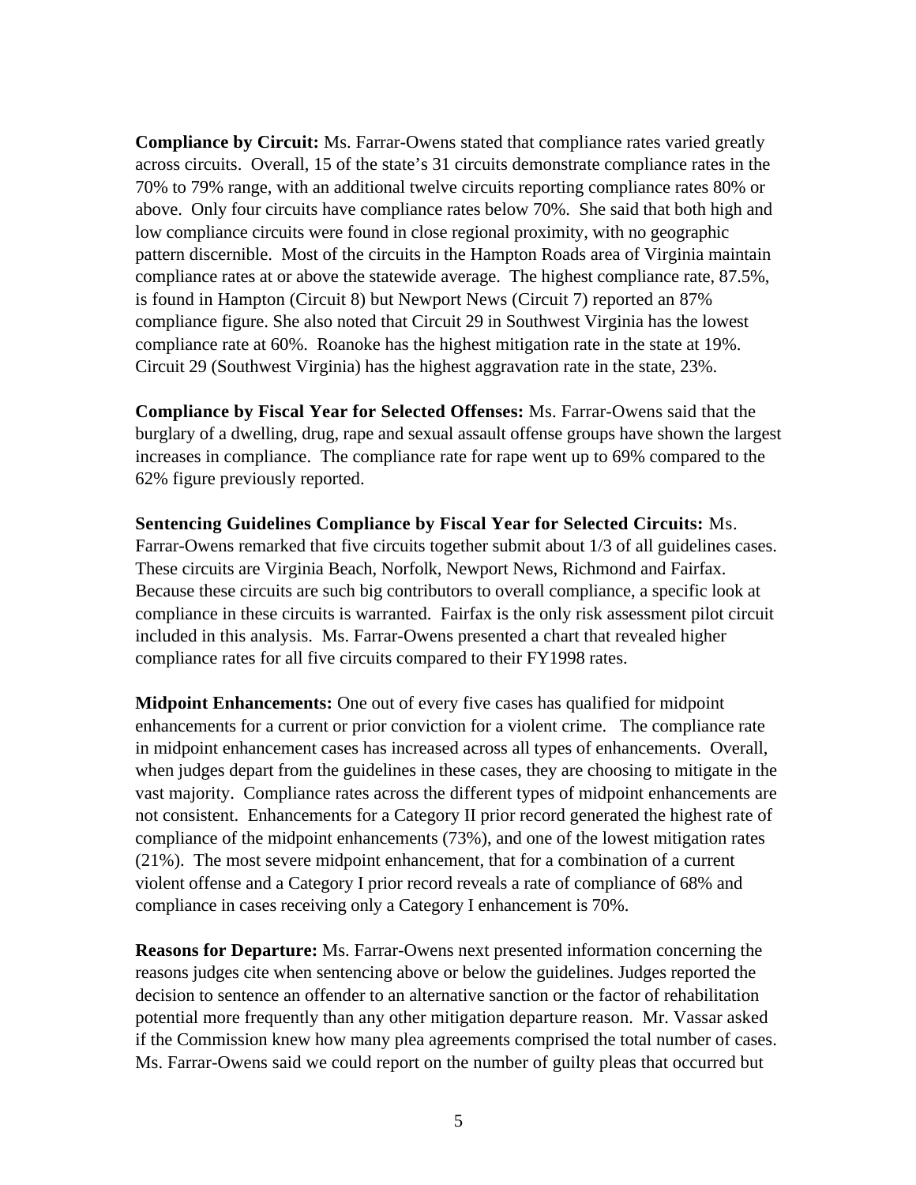**Compliance by Circuit:** Ms. Farrar-Owens stated that compliance rates varied greatly across circuits. Overall, 15 of the state's 31 circuits demonstrate compliance rates in the 70% to 79% range, with an additional twelve circuits reporting compliance rates 80% or above. Only four circuits have compliance rates below 70%. She said that both high and low compliance circuits were found in close regional proximity, with no geographic pattern discernible. Most of the circuits in the Hampton Roads area of Virginia maintain compliance rates at or above the statewide average. The highest compliance rate, 87.5%, is found in Hampton (Circuit 8) but Newport News (Circuit 7) reported an 87% compliance figure. She also noted that Circuit 29 in Southwest Virginia has the lowest compliance rate at 60%. Roanoke has the highest mitigation rate in the state at 19%. Circuit 29 (Southwest Virginia) has the highest aggravation rate in the state, 23%.

**Compliance by Fiscal Year for Selected Offenses:** Ms. Farrar-Owens said that the burglary of a dwelling, drug, rape and sexual assault offense groups have shown the largest increases in compliance. The compliance rate for rape went up to 69% compared to the 62% figure previously reported.

**Sentencing Guidelines Compliance by Fiscal Year for Selected Circuits:** Ms. Farrar-Owens remarked that five circuits together submit about 1/3 of all guidelines cases. These circuits are Virginia Beach, Norfolk, Newport News, Richmond and Fairfax. Because these circuits are such big contributors to overall compliance, a specific look at compliance in these circuits is warranted. Fairfax is the only risk assessment pilot circuit included in this analysis. Ms. Farrar-Owens presented a chart that revealed higher compliance rates for all five circuits compared to their FY1998 rates.

**Midpoint Enhancements:** One out of every five cases has qualified for midpoint enhancements for a current or prior conviction for a violent crime. The compliance rate in midpoint enhancement cases has increased across all types of enhancements. Overall, when judges depart from the guidelines in these cases, they are choosing to mitigate in the vast majority. Compliance rates across the different types of midpoint enhancements are not consistent. Enhancements for a Category II prior record generated the highest rate of compliance of the midpoint enhancements (73%), and one of the lowest mitigation rates (21%). The most severe midpoint enhancement, that for a combination of a current violent offense and a Category I prior record reveals a rate of compliance of 68% and compliance in cases receiving only a Category I enhancement is 70%.

**Reasons for Departure:** Ms. Farrar-Owens next presented information concerning the reasons judges cite when sentencing above or below the guidelines. Judges reported the decision to sentence an offender to an alternative sanction or the factor of rehabilitation potential more frequently than any other mitigation departure reason. Mr. Vassar asked if the Commission knew how many plea agreements comprised the total number of cases. Ms. Farrar-Owens said we could report on the number of guilty pleas that occurred but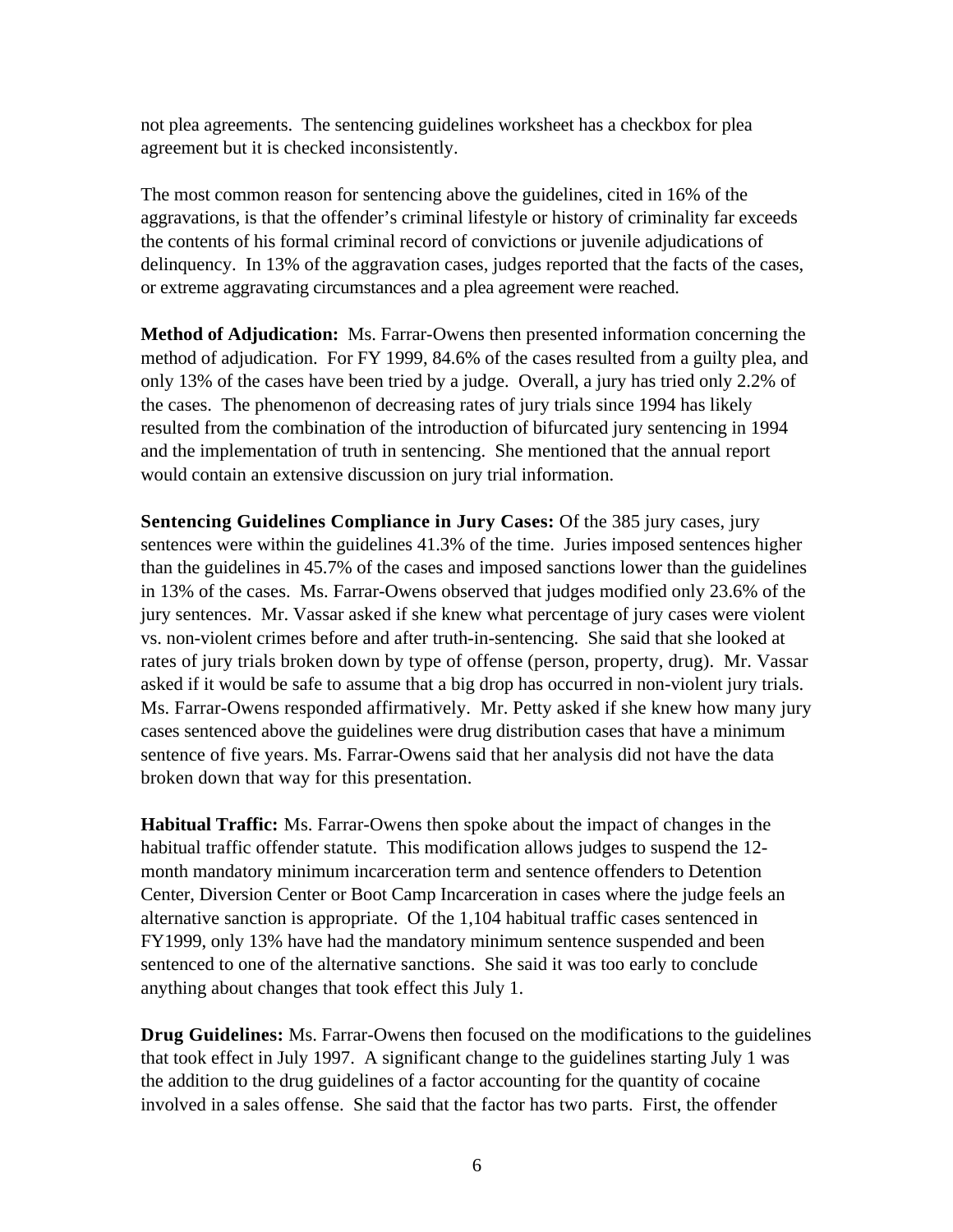not plea agreements. The sentencing guidelines worksheet has a checkbox for plea agreement but it is checked inconsistently.

The most common reason for sentencing above the guidelines, cited in 16% of the aggravations, is that the offender's criminal lifestyle or history of criminality far exceeds the contents of his formal criminal record of convictions or juvenile adjudications of delinquency. In 13% of the aggravation cases, judges reported that the facts of the cases, or extreme aggravating circumstances and a plea agreement were reached.

**Method of Adjudication:** Ms. Farrar-Owens then presented information concerning the method of adjudication. For FY 1999, 84.6% of the cases resulted from a guilty plea, and only 13% of the cases have been tried by a judge. Overall, a jury has tried only 2.2% of the cases. The phenomenon of decreasing rates of jury trials since 1994 has likely resulted from the combination of the introduction of bifurcated jury sentencing in 1994 and the implementation of truth in sentencing. She mentioned that the annual report would contain an extensive discussion on jury trial information.

**Sentencing Guidelines Compliance in Jury Cases:** Of the 385 jury cases, jury sentences were within the guidelines 41.3% of the time. Juries imposed sentences higher than the guidelines in 45.7% of the cases and imposed sanctions lower than the guidelines in 13% of the cases. Ms. Farrar-Owens observed that judges modified only 23.6% of the jury sentences. Mr. Vassar asked if she knew what percentage of jury cases were violent vs. non-violent crimes before and after truth-in-sentencing. She said that she looked at rates of jury trials broken down by type of offense (person, property, drug). Mr. Vassar asked if it would be safe to assume that a big drop has occurred in non-violent jury trials. Ms. Farrar-Owens responded affirmatively. Mr. Petty asked if she knew how many jury cases sentenced above the guidelines were drug distribution cases that have a minimum sentence of five years. Ms. Farrar-Owens said that her analysis did not have the data broken down that way for this presentation.

**Habitual Traffic:** Ms. Farrar-Owens then spoke about the impact of changes in the habitual traffic offender statute. This modification allows judges to suspend the 12-month mandatory minimum incarceration term and sentence offenders to Detention Center, Diversion Center or Boot Camp Incarceration in cases where the judge feels an alternative sanction is appropriate. Of the 1,104 habitual traffic cases sentenced in FY1999, only 13% have had the mandatory minimum sentence suspended and been sentenced to one of the alternative sanctions. She said it was too early to conclude anything about changes that took effect this July 1.

**Drug Guidelines:** Ms. Farrar-Owens then focused on the modifications to the guidelines that took effect in July 1997. A significant change to the guidelines starting July 1 was the addition to the drug guidelines of a factor accounting for the quantity of cocaine involved in a sales offense. She said that the factor has two parts. First, the offender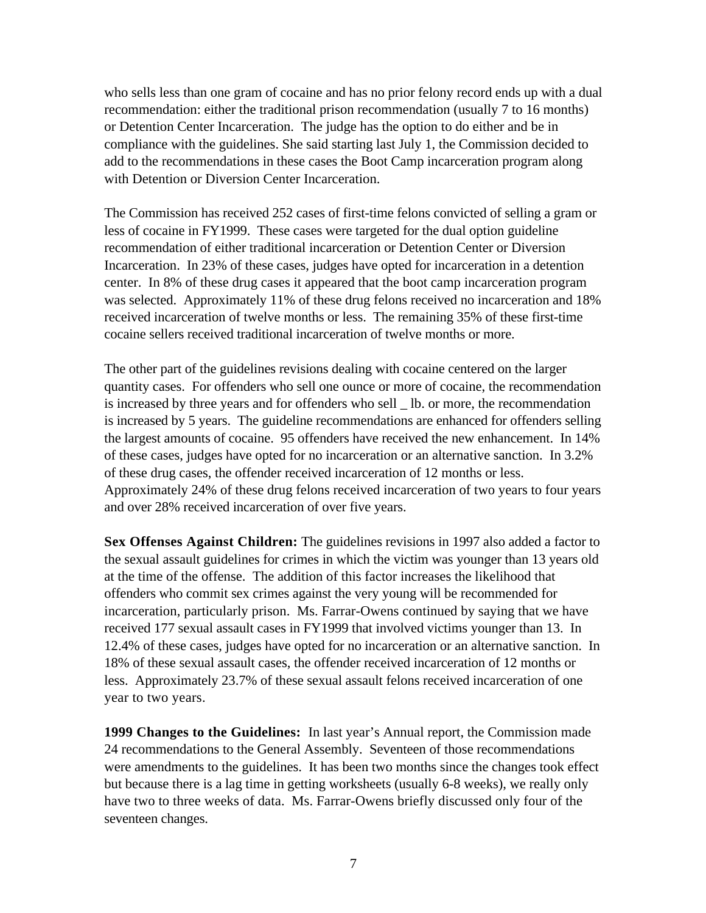who sells less than one gram of cocaine and has no prior felony record ends up with a dual recommendation: either the traditional prison recommendation (usually 7 to 16 months) or Detention Center Incarceration. The judge has the option to do either and be in compliance with the guidelines. She said starting last July 1, the Commission decided to add to the recommendations in these cases the Boot Camp incarceration program along with Detention or Diversion Center Incarceration.

The Commission has received 252 cases of first-time felons convicted of selling a gram or less of cocaine in FY1999. These cases were targeted for the dual option guideline recommendation of either traditional incarceration or Detention Center or Diversion Incarceration. In 23% of these cases, judges have opted for incarceration in a detention center. In 8% of these drug cases it appeared that the boot camp incarceration program was selected. Approximately 11% of these drug felons received no incarceration and 18% received incarceration of twelve months or less. The remaining 35% of these first-time cocaine sellers received traditional incarceration of twelve months or more.

The other part of the guidelines revisions dealing with cocaine centered on the larger quantity cases. For offenders who sell one ounce or more of cocaine, the recommendation is increased by three years and for offenders who sell _ lb. or more, the recommendation is increased by 5 years. The guideline recommendations are enhanced for offenders selling the largest amounts of cocaine. 95 offenders have received the new enhancement. In 14% of these cases, judges have opted for no incarceration or an alternative sanction. In 3.2% of these drug cases, the offender received incarceration of 12 months or less. Approximately 24% of these drug felons received incarceration of two years to four years and over 28% received incarceration of over five years.

**Sex Offenses Against Children:** The guidelines revisions in 1997 also added a factor to the sexual assault guidelines for crimes in which the victim was younger than 13 years old at the time of the offense. The addition of this factor increases the likelihood that offenders who commit sex crimes against the very young will be recommended for incarceration, particularly prison. Ms. Farrar-Owens continued by saying that we have received 177 sexual assault cases in FY1999 that involved victims younger than 13. In 12.4% of these cases, judges have opted for no incarceration or an alternative sanction. In 18% of these sexual assault cases, the offender received incarceration of 12 months or less. Approximately 23.7% of these sexual assault felons received incarceration of one year to two years.

**1999 Changes to the Guidelines:** In last year's Annual report, the Commission made 24 recommendations to the General Assembly. Seventeen of those recommendations were amendments to the guidelines. It has been two months since the changes took effect but because there is a lag time in getting worksheets (usually 6-8 weeks), we really only have two to three weeks of data. Ms. Farrar-Owens briefly discussed only four of the seventeen changes.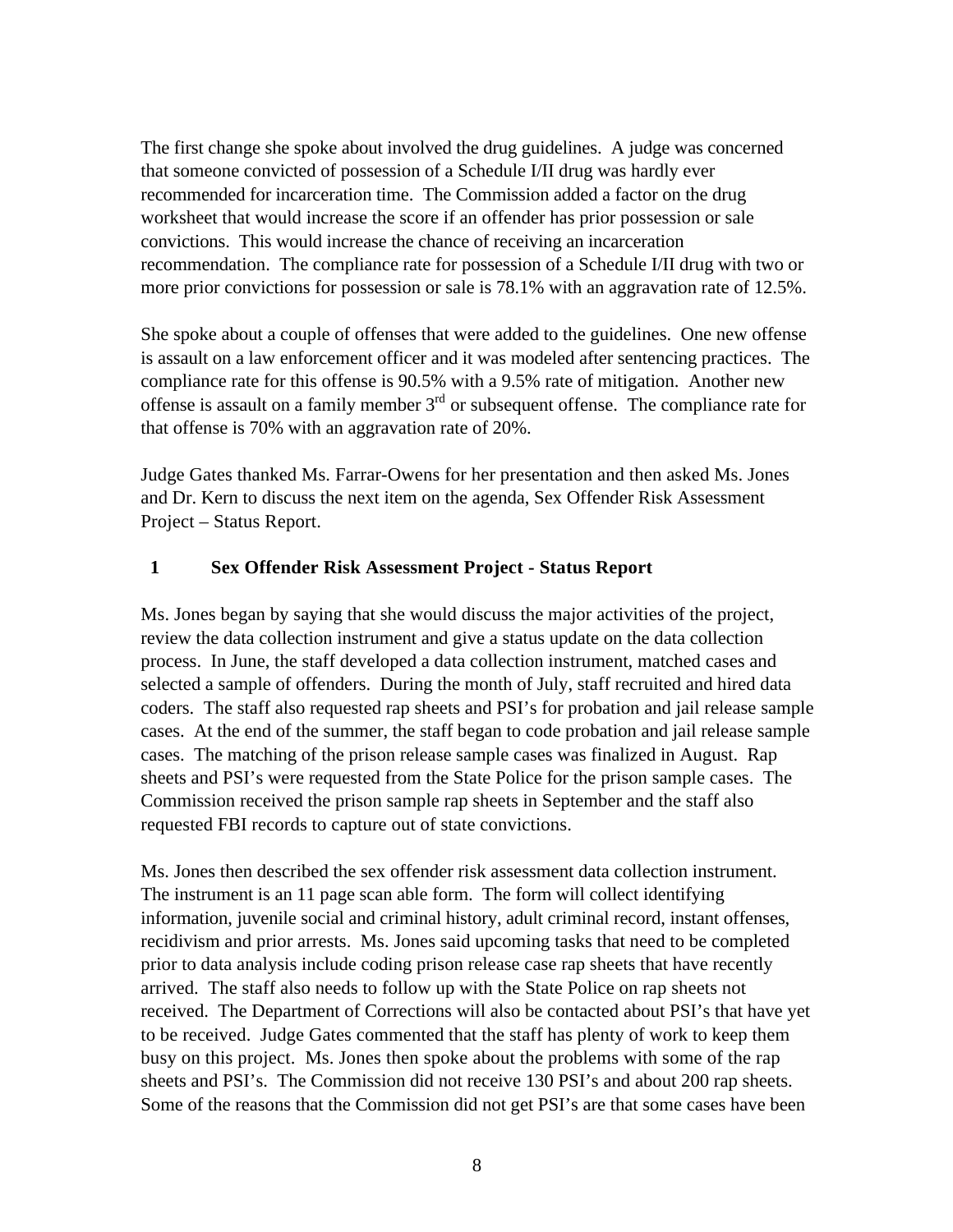The first change she spoke about involved the drug guidelines. A judge was concerned that someone convicted of possession of a Schedule I/II drug was hardly ever recommended for incarceration time. The Commission added a factor on the drug worksheet that would increase the score if an offender has prior possession or sale convictions. This would increase the chance of receiving an incarceration recommendation. The compliance rate for possession of a Schedule I/II drug with two or more prior convictions for possession or sale is 78.1% with an aggravation rate of 12.5%.

She spoke about a couple of offenses that were added to the guidelines. One new offense is assault on a law enforcement officer and it was modeled after sentencing practices. The compliance rate for this offense is 90.5% with a 9.5% rate of mitigation. Another new offense is assault on a family member 3rd or subsequent offense. The compliance rate for that offense is 70% with an aggravation rate of 20%.

Judge Gates thanked Ms. Farrar-Owens for her presentation and then asked Ms. Jones and Dr. Kern to discuss the next item on the agenda, Sex Offender Risk Assessment Project – Status Report.

## 1 Sex Offender Risk Assessment Project - Status Report

Ms. Jones began by saying that she would discuss the major activities of the project, review the data collection instrument and give a status update on the data collection process. In June, the staff developed a data collection instrument, matched cases and selected a sample of offenders. During the month of July, staff recruited and hired data coders. The staff also requested rap sheets and PSI's for probation and jail release sample cases. At the end of the summer, the staff began to code probation and jail release sample cases. The matching of the prison release sample cases was finalized in August. Rap sheets and PSI's were requested from the State Police for the prison sample cases. The Commission received the prison sample rap sheets in September and the staff also requested FBI records to capture out of state convictions.

Ms. Jones then described the sex offender risk assessment data collection instrument. The instrument is an 11 page scan able form. The form will collect identifying information, juvenile social and criminal history, adult criminal record, instant offenses, recidivism and prior arrests. Ms. Jones said upcoming tasks that need to be completed prior to data analysis include coding prison release case rap sheets that have recently arrived. The staff also needs to follow up with the State Police on rap sheets not received. The Department of Corrections will also be contacted about PSI's that have yet to be received. Judge Gates commented that the staff has plenty of work to keep them busy on this project. Ms. Jones then spoke about the problems with some of the rap sheets and PSI's. The Commission did not receive 130 PSI's and about 200 rap sheets. Some of the reasons that the Commission did not get PSI's are that some cases have been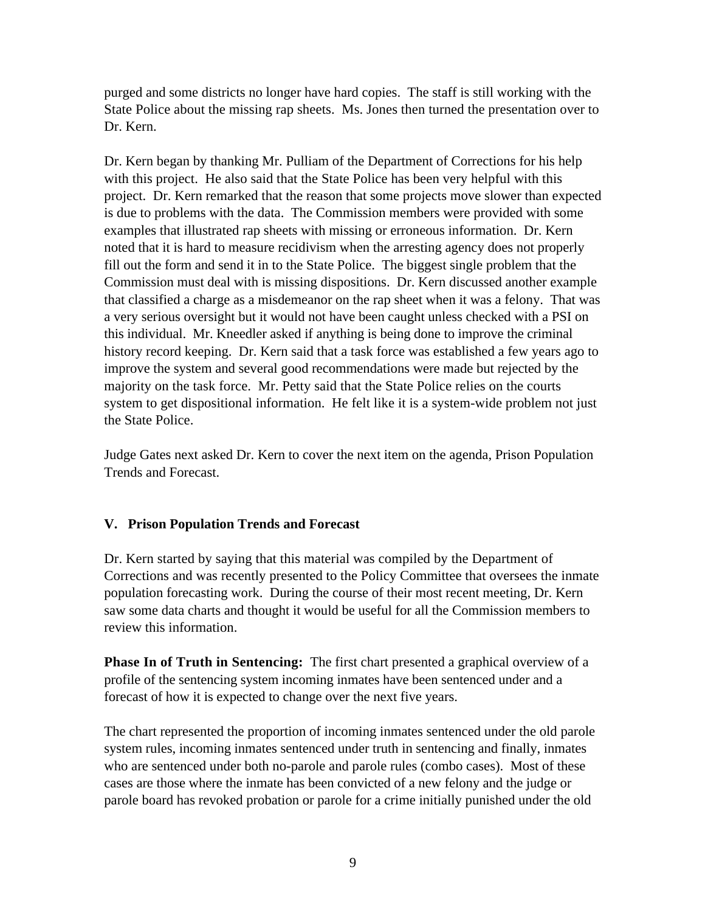purged and some districts no longer have hard copies. The staff is still working with the State Police about the missing rap sheets. Ms. Jones then turned the presentation over to Dr. Kern.

Dr. Kern began by thanking Mr. Pulliam of the Department of Corrections for his help with this project. He also said that the State Police has been very helpful with this project. Dr. Kern remarked that the reason that some projects move slower than expected is due to problems with the data. The Commission members were provided with some examples that illustrated rap sheets with missing or erroneous information. Dr. Kern noted that it is hard to measure recidivism when the arresting agency does not properly fill out the form and send it in to the State Police. The biggest single problem that the Commission must deal with is missing dispositions. Dr. Kern discussed another example that classified a charge as a misdemeanor on the rap sheet when it was a felony. That was a very serious oversight but it would not have been caught unless checked with a PSI on this individual. Mr. Kneedler asked if anything is being done to improve the criminal history record keeping. Dr. Kern said that a task force was established a few years ago to improve the system and several good recommendations were made but rejected by the majority on the task force. Mr. Petty said that the State Police relies on the courts system to get dispositional information. He felt like it is a system-wide problem not just the State Police.

Judge Gates next asked Dr. Kern to cover the next item on the agenda, Prison Population Trends and Forecast.

## V. Prison Population Trends and Forecast

Dr. Kern started by saying that this material was compiled by the Department of Corrections and was recently presented to the Policy Committee that oversees the inmate population forecasting work. During the course of their most recent meeting, Dr. Kern saw some data charts and thought it would be useful for all the Commission members to review this information.

**Phase In of Truth in Sentencing:** The first chart presented a graphical overview of a profile of the sentencing system incoming inmates have been sentenced under and a forecast of how it is expected to change over the next five years.

The chart represented the proportion of incoming inmates sentenced under the old parole system rules, incoming inmates sentenced under truth in sentencing and finally, inmates who are sentenced under both no-parole and parole rules (combo cases). Most of these cases are those where the inmate has been convicted of a new felony and the judge or parole board has revoked probation or parole for a crime initially punished under the old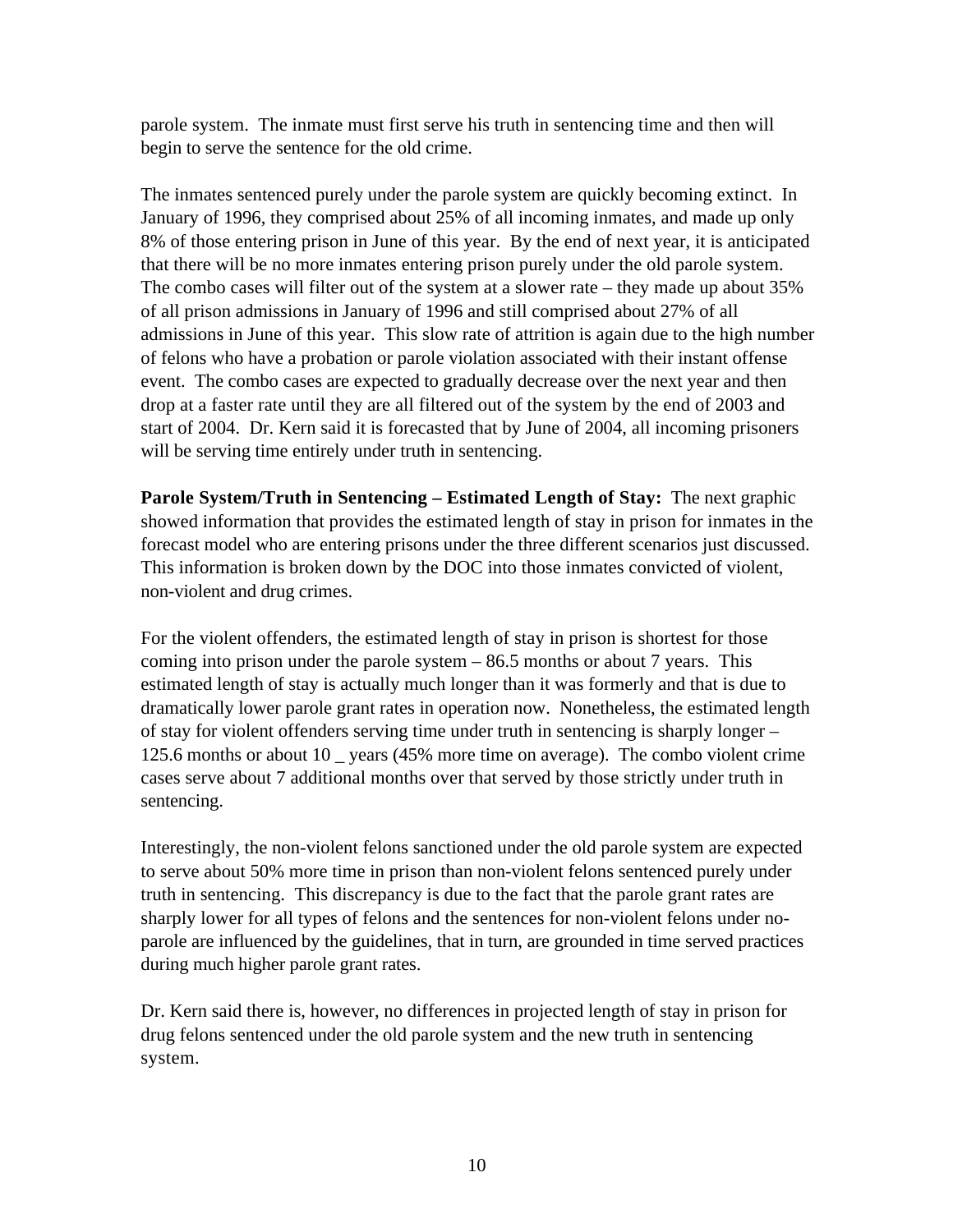parole system. The inmate must first serve his truth in sentencing time and then will begin to serve the sentence for the old crime.

The inmates sentenced purely under the parole system are quickly becoming extinct. In January of 1996, they comprised about 25% of all incoming inmates, and made up only 8% of those entering prison in June of this year. By the end of next year, it is anticipated that there will be no more inmates entering prison purely under the old parole system. The combo cases will filter out of the system at a slower rate – they made up about 35% of all prison admissions in January of 1996 and still comprised about 27% of all admissions in June of this year. This slow rate of attrition is again due to the high number of felons who have a probation or parole violation associated with their instant offense event. The combo cases are expected to gradually decrease over the next year and then drop at a faster rate until they are all filtered out of the system by the end of 2003 and start of 2004. Dr. Kern said it is forecasted that by June of 2004, all incoming prisoners will be serving time entirely under truth in sentencing.

**Parole System/Truth in Sentencing – Estimated Length of Stay:** The next graphic showed information that provides the estimated length of stay in prison for inmates in the forecast model who are entering prisons under the three different scenarios just discussed. This information is broken down by the DOC into those inmates convicted of violent, non-violent and drug crimes.

For the violent offenders, the estimated length of stay in prison is shortest for those coming into prison under the parole system – 86.5 months or about 7 years. This estimated length of stay is actually much longer than it was formerly and that is due to dramatically lower parole grant rates in operation now. Nonetheless, the estimated length of stay for violent offenders serving time under truth in sentencing is sharply longer – 125.6 months or about 10 _ years (45% more time on average). The combo violent crime cases serve about 7 additional months over that served by those strictly under truth in sentencing.

Interestingly, the non-violent felons sanctioned under the old parole system are expected to serve about 50% more time in prison than non-violent felons sentenced purely under truth in sentencing. This discrepancy is due to the fact that the parole grant rates are sharply lower for all types of felons and the sentences for non-violent felons under no-parole are influenced by the guidelines, that in turn, are grounded in time served practices during much higher parole grant rates.

Dr. Kern said there is, however, no differences in projected length of stay in prison for drug felons sentenced under the old parole system and the new truth in sentencing system.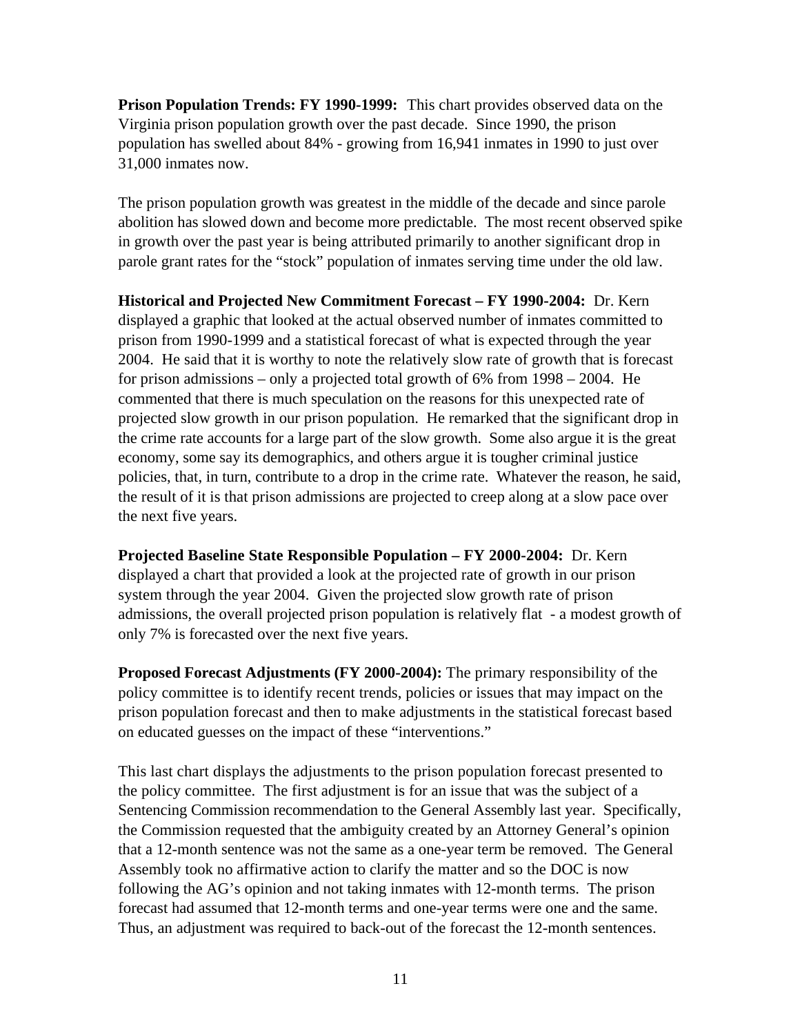**Prison Population Trends: FY 1990-1999:** This chart provides observed data on the Virginia prison population growth over the past decade. Since 1990, the prison population has swelled about 84% - growing from 16,941 inmates in 1990 to just over 31,000 inmates now.

The prison population growth was greatest in the middle of the decade and since parole abolition has slowed down and become more predictable. The most recent observed spike in growth over the past year is being attributed primarily to another significant drop in parole grant rates for the "stock" population of inmates serving time under the old law.

**Historical and Projected New Commitment Forecast – FY 1990-2004:** Dr. Kern displayed a graphic that looked at the actual observed number of inmates committed to prison from 1990-1999 and a statistical forecast of what is expected through the year 2004. He said that it is worthy to note the relatively slow rate of growth that is forecast for prison admissions – only a projected total growth of 6% from 1998 – 2004. He commented that there is much speculation on the reasons for this unexpected rate of projected slow growth in our prison population. He remarked that the significant drop in the crime rate accounts for a large part of the slow growth. Some also argue it is the great economy, some say its demographics, and others argue it is tougher criminal justice policies, that, in turn, contribute to a drop in the crime rate. Whatever the reason, he said, the result of it is that prison admissions are projected to creep along at a slow pace over the next five years.

**Projected Baseline State Responsible Population – FY 2000-2004:** Dr. Kern displayed a chart that provided a look at the projected rate of growth in our prison system through the year 2004. Given the projected slow growth rate of prison admissions, the overall projected prison population is relatively flat - a modest growth of only 7% is forecasted over the next five years.

**Proposed Forecast Adjustments (FY 2000-2004):** The primary responsibility of the policy committee is to identify recent trends, policies or issues that may impact on the prison population forecast and then to make adjustments in the statistical forecast based on educated guesses on the impact of these "interventions."

This last chart displays the adjustments to the prison population forecast presented to the policy committee. The first adjustment is for an issue that was the subject of a Sentencing Commission recommendation to the General Assembly last year. Specifically, the Commission requested that the ambiguity created by an Attorney General's opinion that a 12-month sentence was not the same as a one-year term be removed. The General Assembly took no affirmative action to clarify the matter and so the DOC is now following the AG's opinion and not taking inmates with 12-month terms. The prison forecast had assumed that 12-month terms and one-year terms were one and the same. Thus, an adjustment was required to back-out of the forecast the 12-month sentences.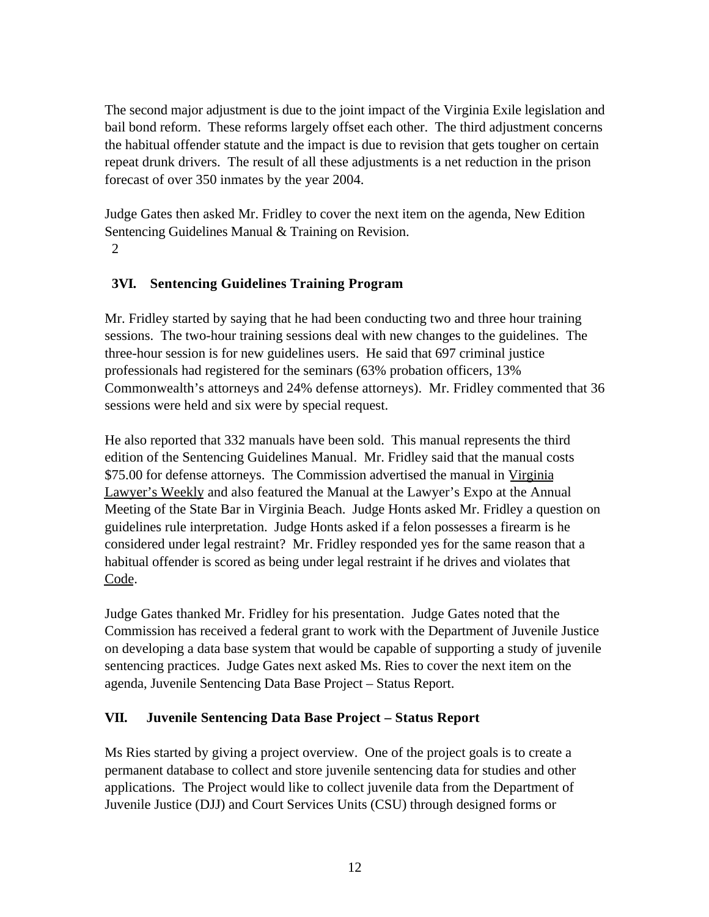The second major adjustment is due to the joint impact of the Virginia Exile legislation and bail bond reform. These reforms largely offset each other. The third adjustment concerns the habitual offender statute and the impact is due to revision that gets tougher on certain repeat drunk drivers. The result of all these adjustments is a net reduction in the prison forecast of over 350 inmates by the year 2004.

Judge Gates then asked Mr. Fridley to cover the next item on the agenda, New Edition Sentencing Guidelines Manual & Training on Revision.

2

## 3VI. Sentencing Guidelines Training Program

Mr. Fridley started by saying that he had been conducting two and three hour training sessions. The two-hour training sessions deal with new changes to the guidelines. The three-hour session is for new guidelines users. He said that 697 criminal justice professionals had registered for the seminars (63% probation officers, 13% Commonwealth's attorneys and 24% defense attorneys). Mr. Fridley commented that 36 sessions were held and six were by special request.

He also reported that 332 manuals have been sold. This manual represents the third edition of the Sentencing Guidelines Manual. Mr. Fridley said that the manual costs $75.00 for defense attorneys. The Commission advertised the manual in Virginia Lawyer's Weekly and also featured the Manual at the Lawyer's Expo at the Annual Meeting of the State Bar in Virginia Beach. Judge Honts asked Mr. Fridley a question on guidelines rule interpretation. Judge Honts asked if a felon possesses a firearm is he considered under legal restraint? Mr. Fridley responded yes for the same reason that a habitual offender is scored as being under legal restraint if he drives and violates that Code.

Judge Gates thanked Mr. Fridley for his presentation. Judge Gates noted that the Commission has received a federal grant to work with the Department of Juvenile Justice on developing a data base system that would be capable of supporting a study of juvenile sentencing practices. Judge Gates next asked Ms. Ries to cover the next item on the agenda, Juvenile Sentencing Data Base Project – Status Report.

## VII. Juvenile Sentencing Data Base Project – Status Report

Ms Ries started by giving a project overview. One of the project goals is to create a permanent database to collect and store juvenile sentencing data for studies and other applications. The Project would like to collect juvenile data from the Department of Juvenile Justice (DJJ) and Court Services Units (CSU) through designed forms or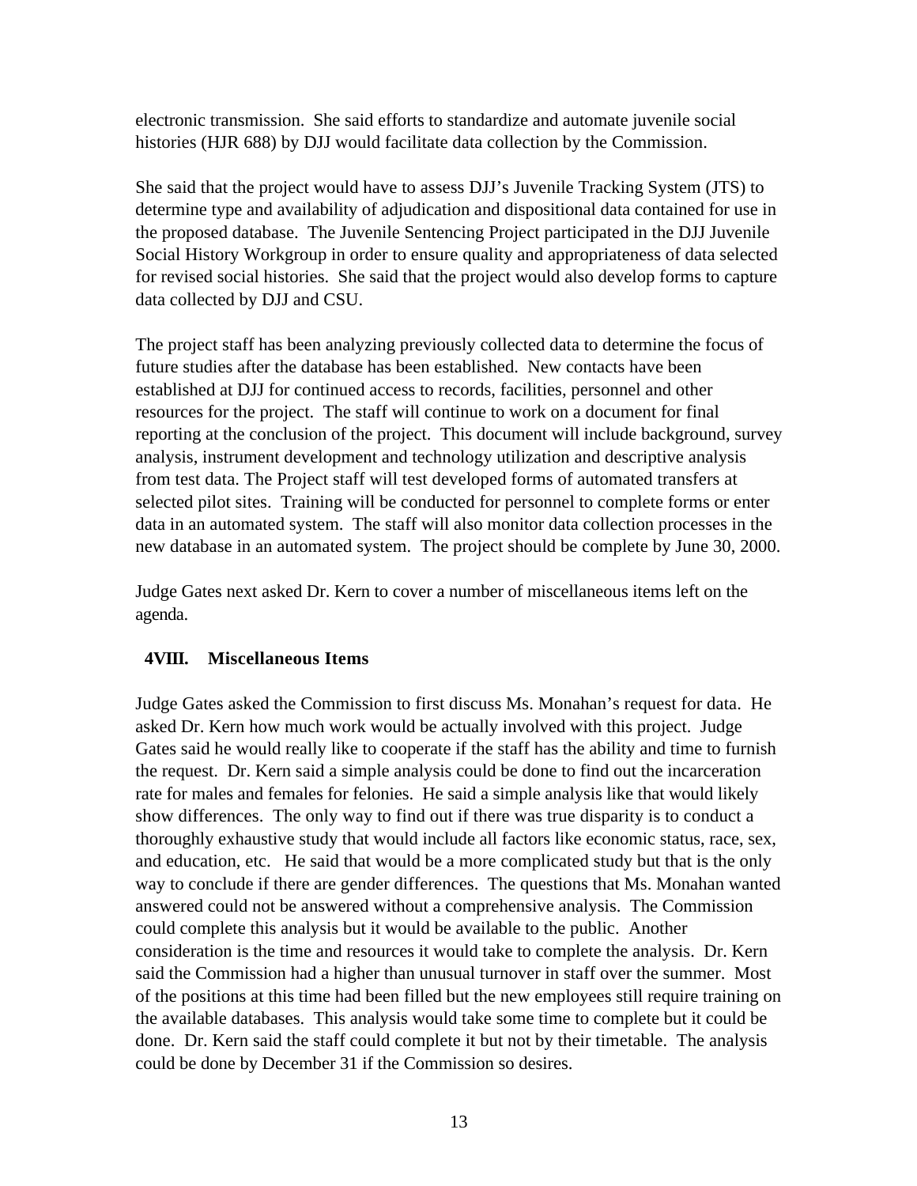electronic transmission. She said efforts to standardize and automate juvenile social histories (HJR 688) by DJJ would facilitate data collection by the Commission.

She said that the project would have to assess DJJ's Juvenile Tracking System (JTS) to determine type and availability of adjudication and dispositional data contained for use in the proposed database. The Juvenile Sentencing Project participated in the DJJ Juvenile Social History Workgroup in order to ensure quality and appropriateness of data selected for revised social histories. She said that the project would also develop forms to capture data collected by DJJ and CSU.

The project staff has been analyzing previously collected data to determine the focus of future studies after the database has been established. New contacts have been established at DJJ for continued access to records, facilities, personnel and other resources for the project. The staff will continue to work on a document for final reporting at the conclusion of the project. This document will include background, survey analysis, instrument development and technology utilization and descriptive analysis from test data. The Project staff will test developed forms of automated transfers at selected pilot sites. Training will be conducted for personnel to complete forms or enter data in an automated system. The staff will also monitor data collection processes in the new database in an automated system. The project should be complete by June 30, 2000.

Judge Gates next asked Dr. Kern to cover a number of miscellaneous items left on the agenda.

## 4VIII. Miscellaneous Items

Judge Gates asked the Commission to first discuss Ms. Monahan's request for data. He asked Dr. Kern how much work would be actually involved with this project. Judge Gates said he would really like to cooperate if the staff has the ability and time to furnish the request. Dr. Kern said a simple analysis could be done to find out the incarceration rate for males and females for felonies. He said a simple analysis like that would likely show differences. The only way to find out if there was true disparity is to conduct a thoroughly exhaustive study that would include all factors like economic status, race, sex, and education, etc. He said that would be a more complicated study but that is the only way to conclude if there are gender differences. The questions that Ms. Monahan wanted answered could not be answered without a comprehensive analysis. The Commission could complete this analysis but it would be available to the public. Another consideration is the time and resources it would take to complete the analysis. Dr. Kern said the Commission had a higher than unusual turnover in staff over the summer. Most of the positions at this time had been filled but the new employees still require training on the available databases. This analysis would take some time to complete but it could be done. Dr. Kern said the staff could complete it but not by their timetable. The analysis could be done by December 31 if the Commission so desires.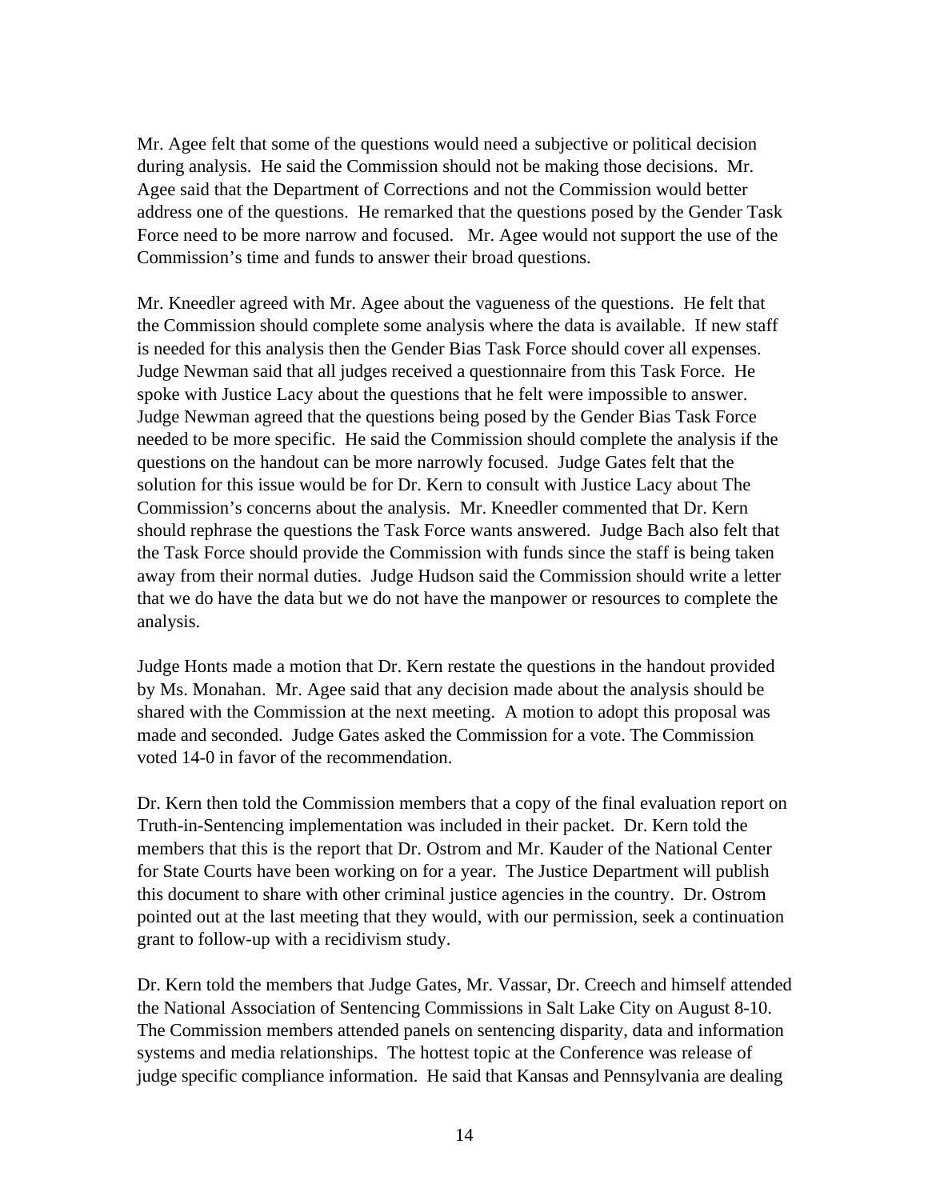Mr. Agee felt that some of the questions would need a subjective or political decision during analysis. He said the Commission should not be making those decisions. Mr. Agee said that the Department of Corrections and not the Commission would better address one of the questions. He remarked that the questions posed by the Gender Task Force need to be more narrow and focused. Mr. Agee would not support the use of the Commission's time and funds to answer their broad questions.

Mr. Kneedler agreed with Mr. Agee about the vagueness of the questions. He felt that the Commission should complete some analysis where the data is available. If new staff is needed for this analysis then the Gender Bias Task Force should cover all expenses. Judge Newman said that all judges received a questionnaire from this Task Force. He spoke with Justice Lacy about the questions that he felt were impossible to answer. Judge Newman agreed that the questions being posed by the Gender Bias Task Force needed to be more specific. He said the Commission should complete the analysis if the questions on the handout can be more narrowly focused. Judge Gates felt that the solution for this issue would be for Dr. Kern to consult with Justice Lacy about The Commission's concerns about the analysis. Mr. Kneedler commented that Dr. Kern should rephrase the questions the Task Force wants answered. Judge Bach also felt that the Task Force should provide the Commission with funds since the staff is being taken away from their normal duties. Judge Hudson said the Commission should write a letter that we do have the data but we do not have the manpower or resources to complete the analysis.

Judge Honts made a motion that Dr. Kern restate the questions in the handout provided by Ms. Monahan. Mr. Agee said that any decision made about the analysis should be shared with the Commission at the next meeting. A motion to adopt this proposal was made and seconded. Judge Gates asked the Commission for a vote. The Commission voted 14-0 in favor of the recommendation.

Dr. Kern then told the Commission members that a copy of the final evaluation report on Truth-in-Sentencing implementation was included in their packet. Dr. Kern told the members that this is the report that Dr. Ostrom and Mr. Kauder of the National Center for State Courts have been working on for a year. The Justice Department will publish this document to share with other criminal justice agencies in the country. Dr. Ostrom pointed out at the last meeting that they would, with our permission, seek a continuation grant to follow-up with a recidivism study.

Dr. Kern told the members that Judge Gates, Mr. Vassar, Dr. Creech and himself attended the National Association of Sentencing Commissions in Salt Lake City on August 8-10. The Commission members attended panels on sentencing disparity, data and information systems and media relationships. The hottest topic at the Conference was release of judge specific compliance information. He said that Kansas and Pennsylvania are dealing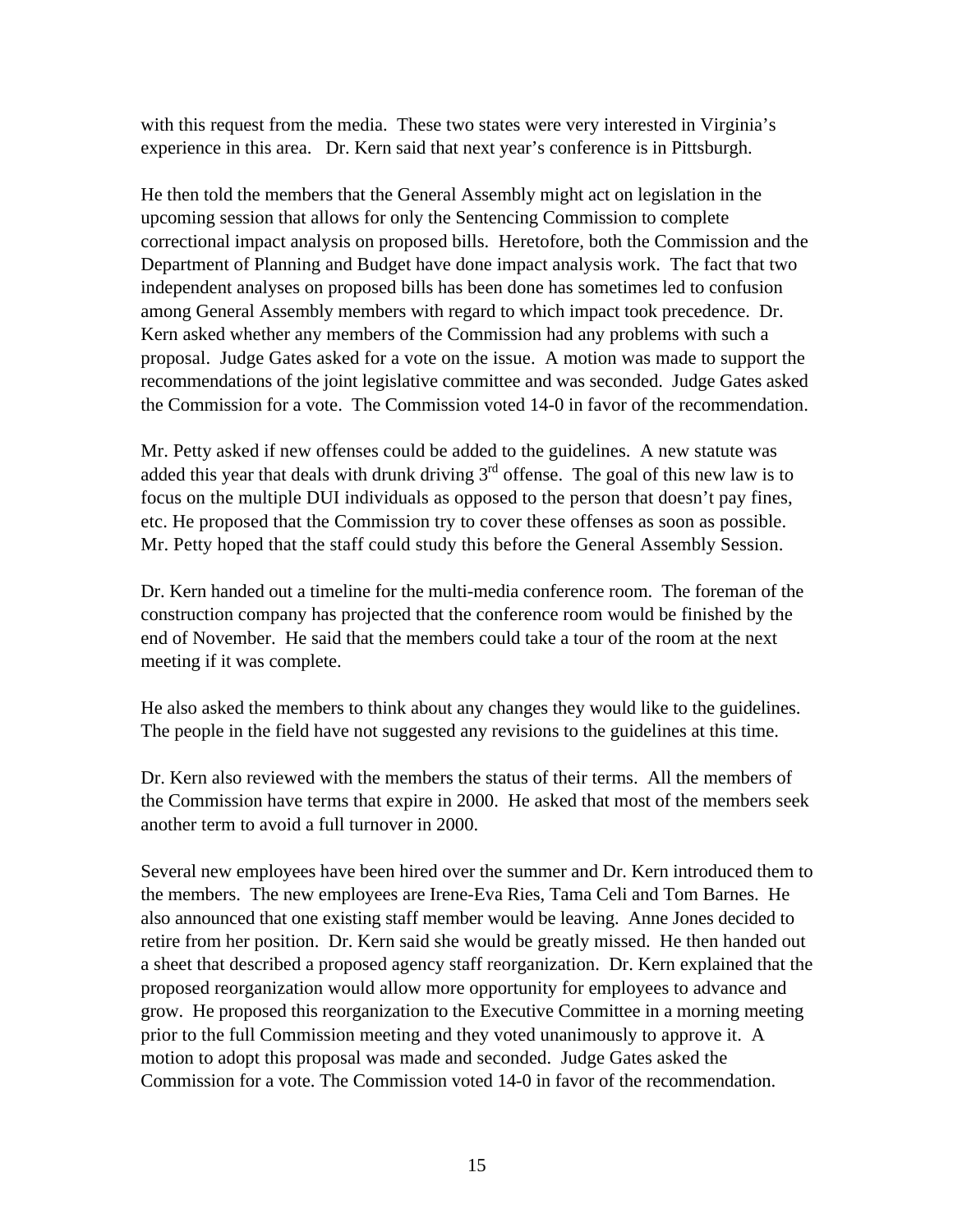with this request from the media. These two states were very interested in Virginia's experience in this area. Dr. Kern said that next year's conference is in Pittsburgh.

He then told the members that the General Assembly might act on legislation in the upcoming session that allows for only the Sentencing Commission to complete correctional impact analysis on proposed bills. Heretofore, both the Commission and the Department of Planning and Budget have done impact analysis work. The fact that two independent analyses on proposed bills has been done has sometimes led to confusion among General Assembly members with regard to which impact took precedence. Dr. Kern asked whether any members of the Commission had any problems with such a proposal. Judge Gates asked for a vote on the issue. A motion was made to support the recommendations of the joint legislative committee and was seconded. Judge Gates asked the Commission for a vote. The Commission voted 14-0 in favor of the recommendation.

Mr. Petty asked if new offenses could be added to the guidelines. A new statute was added this year that deals with drunk driving 3rd offense. The goal of this new law is to focus on the multiple DUI individuals as opposed to the person that doesn't pay fines, etc. He proposed that the Commission try to cover these offenses as soon as possible. Mr. Petty hoped that the staff could study this before the General Assembly Session.

Dr. Kern handed out a timeline for the multi-media conference room. The foreman of the construction company has projected that the conference room would be finished by the end of November. He said that the members could take a tour of the room at the next meeting if it was complete.

He also asked the members to think about any changes they would like to the guidelines. The people in the field have not suggested any revisions to the guidelines at this time.

Dr. Kern also reviewed with the members the status of their terms. All the members of the Commission have terms that expire in 2000. He asked that most of the members seek another term to avoid a full turnover in 2000.

Several new employees have been hired over the summer and Dr. Kern introduced them to the members. The new employees are Irene-Eva Ries, Tama Celi and Tom Barnes. He also announced that one existing staff member would be leaving. Anne Jones decided to retire from her position. Dr. Kern said she would be greatly missed. He then handed out a sheet that described a proposed agency staff reorganization. Dr. Kern explained that the proposed reorganization would allow more opportunity for employees to advance and grow. He proposed this reorganization to the Executive Committee in a morning meeting prior to the full Commission meeting and they voted unanimously to approve it. A motion to adopt this proposal was made and seconded. Judge Gates asked the Commission for a vote. The Commission voted 14-0 in favor of the recommendation.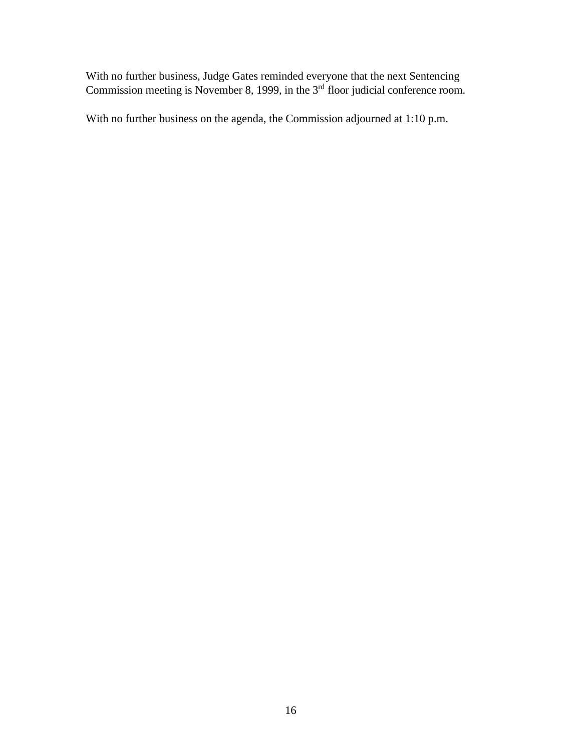With no further business, Judge Gates reminded everyone that the next Sentencing Commission meeting is November 8, 1999, in the 3rd floor judicial conference room.

With no further business on the agenda, the Commission adjourned at 1:10 p.m.